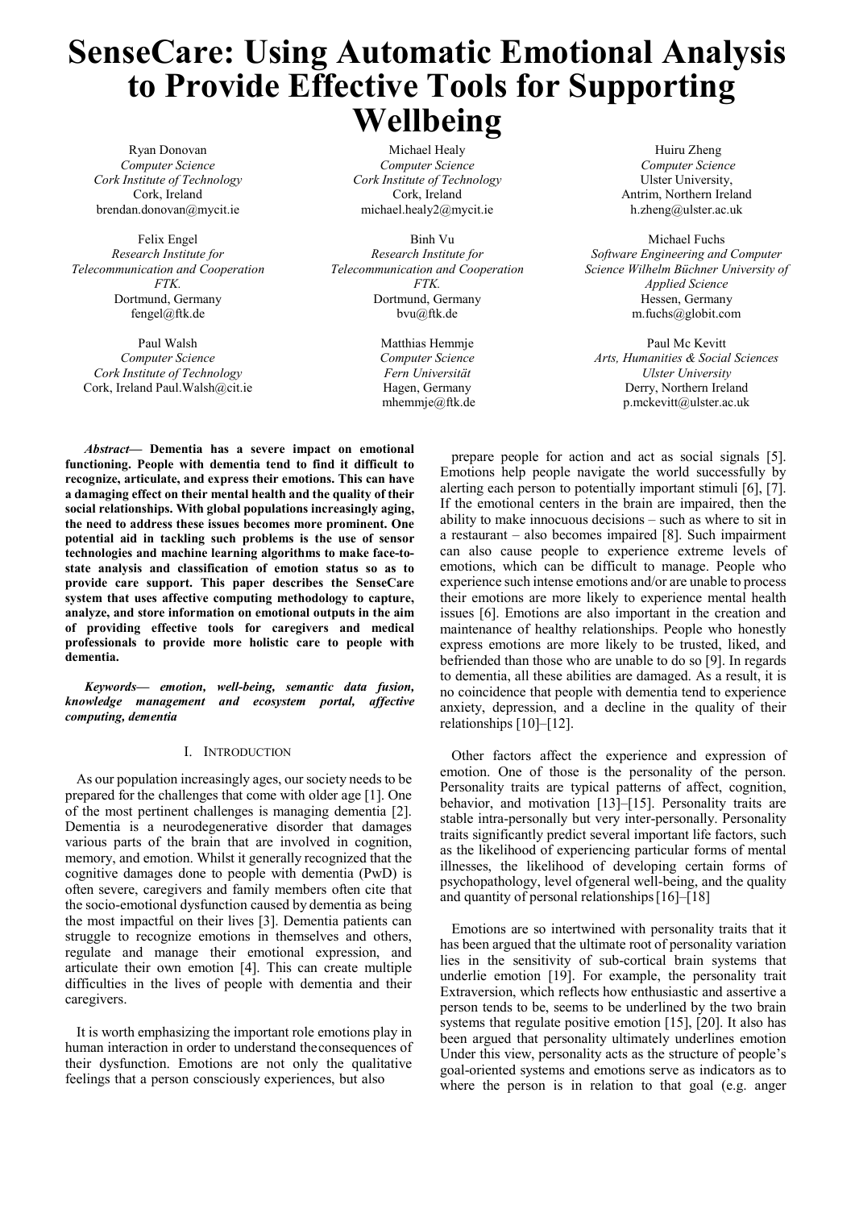# SenseCare: Using Automatic Emotional Analysis to Provide Effective Tools for Supporting Wellbeing

Ryan Donovan
*Computer Science*
*Cork Institute of Technology*
Cork, Ireland
brendan.donovan@mycit.ie

Michael Healy
*Computer Science*
*Cork Institute of Technology*
Cork, Ireland
michael.healy2@mycit.ie

Huiru Zheng
*Computer Science*
Ulster University,
Antrim, Northern Ireland
h.zheng@ulster.ac.uk

Felix Engel
*Research Institute for Telecommunication and Cooperation FTK.*
Dortmund, Germany
fengel@ftk.de

Binh Vu
*Research Institute for Telecommunication and Cooperation FTK.*
Dortmund, Germany
bvu@ftk.de

Michael Fuchs
*Software Engineering and Computer Science Wilhelm Büchner University of Applied Science*
Hessen, Germany
m.fuchs@globit.com

Paul Walsh
*Computer Science*
*Cork Institute of Technology*
Cork, Ireland Paul.Walsh@cit.ie

Matthias Hemmje
*Computer Science*
*Fern Universität*
Hagen, Germany
mhemmje@ftk.de

Paul Mc Kevitt
*Arts, Humanities & Social Sciences*
*Ulster University*
Derry, Northern Ireland
p.mckevitt@ulster.ac.uk

***Abstract*— Dementia has a severe impact on emotional functioning. People with dementia tend to find it difficult to recognize, articulate, and express their emotions. This can have a damaging effect on their mental health and the quality of their social relationships. With global populations increasingly aging, the need to address these issues becomes more prominent. One potential aid in tackling such problems is the use of sensor technologies and machine learning algorithms to make face-to-state analysis and classification of emotion status so as to provide care support. This paper describes the SenseCare system that uses affective computing methodology to capture, analyze, and store information on emotional outputs in the aim of providing effective tools for caregivers and medical professionals to provide more holistic care to people with dementia.**

***Keywords*— *emotion, well-being, semantic data fusion, knowledge management and ecosystem portal, affective computing, dementia***

## I. Introduction

As our population increasingly ages, our society needs to be prepared for the challenges that come with older age [1]. One of the most pertinent challenges is managing dementia [2]. Dementia is a neurodegenerative disorder that damages various parts of the brain that are involved in cognition, memory, and emotion. Whilst it generally recognized that the cognitive damages done to people with dementia (PwD) is often severe, caregivers and family members often cite that the socio-emotional dysfunction caused by dementia as being the most impactful on their lives [3]. Dementia patients can struggle to recognize emotions in themselves and others, regulate and manage their emotional expression, and articulate their own emotion [4]. This can create multiple difficulties in the lives of people with dementia and their caregivers.

It is worth emphasizing the important role emotions play in human interaction in order to understand theconsequences of their dysfunction. Emotions are not only the qualitative feelings that a person consciously experiences, but also prepare people for action and act as social signals [5]. Emotions help people navigate the world successfully by alerting each person to potentially important stimuli [6], [7]. If the emotional centers in the brain are impaired, then the ability to make innocuous decisions – such as where to sit in a restaurant – also becomes impaired [8]. Such impairment can also cause people to experience extreme levels of emotions, which can be difficult to manage. People who experience such intense emotions and/or are unable to process their emotions are more likely to experience mental health issues [6]. Emotions are also important in the creation and maintenance of healthy relationships. People who honestly express emotions are more likely to be trusted, liked, and befriended than those who are unable to do so [9]. In regards to dementia, all these abilities are damaged. As a result, it is no coincidence that people with dementia tend to experience anxiety, depression, and a decline in the quality of their relationships [10]–[12].

Other factors affect the experience and expression of emotion. One of those is the personality of the person. Personality traits are typical patterns of affect, cognition, behavior, and motivation [13]–[15]. Personality traits are stable intra-personally but very inter-personally. Personality traits significantly predict several important life factors, such as the likelihood of experiencing particular forms of mental illnesses, the likelihood of developing certain forms of psychopathology, level ofgeneral well-being, and the quality and quantity of personal relationships [16]–[18]

Emotions are so intertwined with personality traits that it has been argued that the ultimate root of personality variation lies in the sensitivity of sub-cortical brain systems that underlie emotion [19]. For example, the personality trait Extraversion, which reflects how enthusiastic and assertive a person tends to be, seems to be underlined by the two brain systems that regulate positive emotion [15], [20]. It also has been argued that personality ultimately underlines emotion Under this view, personality acts as the structure of people's goal-oriented systems and emotions serve as indicators as to where the person is in relation to that goal (e.g. anger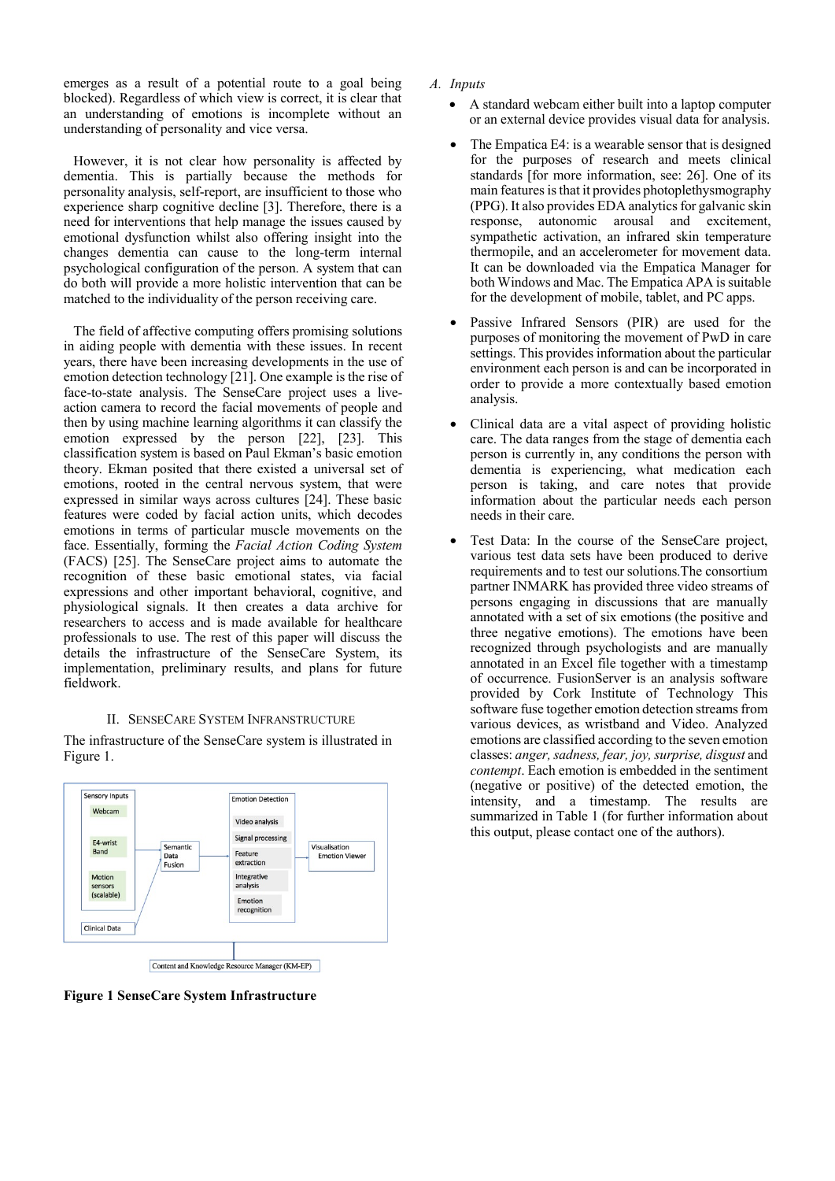emerges as a result of a potential route to a goal being blocked). Regardless of which view is correct, it is clear that an understanding of emotions is incomplete without an understanding of personality and vice versa.

However, it is not clear how personality is affected by dementia. This is partially because the methods for personality analysis, self-report, are insufficient to those who experience sharp cognitive decline [3]. Therefore, there is a need for interventions that help manage the issues caused by emotional dysfunction whilst also offering insight into the changes dementia can cause to the long-term internal psychological configuration of the person. A system that can do both will provide a more holistic intervention that can be matched to the individuality of the person receiving care.

The field of affective computing offers promising solutions in aiding people with dementia with these issues. In recent years, there have been increasing developments in the use of emotion detection technology [21]. One example is the rise of face-to-state analysis. The SenseCare project uses a live-action camera to record the facial movements of people and then by using machine learning algorithms it can classify the emotion expressed by the person [22], [23]. This classification system is based on Paul Ekman's basic emotion theory. Ekman posited that there existed a universal set of emotions, rooted in the central nervous system, that were expressed in similar ways across cultures [24]. These basic features were coded by facial action units, which decodes emotions in terms of particular muscle movements on the face. Essentially, forming the *Facial Action Coding System* (FACS) [25]. The SenseCare project aims to automate the recognition of these basic emotional states, via facial expressions and other important behavioral, cognitive, and physiological signals. It then creates a data archive for researchers to access and is made available for healthcare professionals to use. The rest of this paper will discuss the details the infrastructure of the SenseCare System, its implementation, preliminary results, and plans for future fieldwork.

## II. SenseCare System Infranstructure

The infrastructure of the SenseCare system is illustrated in Figure 1.

**Figure 1 SenseCare System Infrastructure**

### A. Inputs

- A standard webcam either built into a laptop computer or an external device provides visual data for analysis.
- The Empatica E4: is a wearable sensor that is designed for the purposes of research and meets clinical standards [for more information, see: 26]. One of its main features is that it provides photoplethysmography (PPG). It also provides EDA analytics for galvanic skin response, autonomic arousal and excitement, sympathetic activation, an infrared skin temperature thermopile, and an accelerometer for movement data. It can be downloaded via the Empatica Manager for both Windows and Mac. The Empatica APA is suitable for the development of mobile, tablet, and PC apps.
- Passive Infrared Sensors (PIR) are used for the purposes of monitoring the movement of PwD in care settings. This provides information about the particular environment each person is and can be incorporated in order to provide a more contextually based emotion analysis.
- Clinical data are a vital aspect of providing holistic care. The data ranges from the stage of dementia each person is currently in, any conditions the person with dementia is experiencing, what medication each person is taking, and care notes that provide information about the particular needs each person needs in their care.
- Test Data: In the course of the SenseCare project, various test data sets have been produced to derive requirements and to test our solutions.The consortium partner INMARK has provided three video streams of persons engaging in discussions that are manually annotated with a set of six emotions (the positive and three negative emotions). The emotions have been recognized through psychologists and are manually annotated in an Excel file together with a timestamp of occurrence. FusionServer is an analysis software provided by Cork Institute of Technology This software fuse together emotion detection streams from various devices, as wristband and Video. Analyzed emotions are classified according to the seven emotion classes: *anger, sadness, fear, joy, surprise, disgust* and *contempt*. Each emotion is embedded in the sentiment (negative or positive) of the detected emotion, the intensity, and a timestamp. The results are summarized in Table 1 (for further information about this output, please contact one of the authors).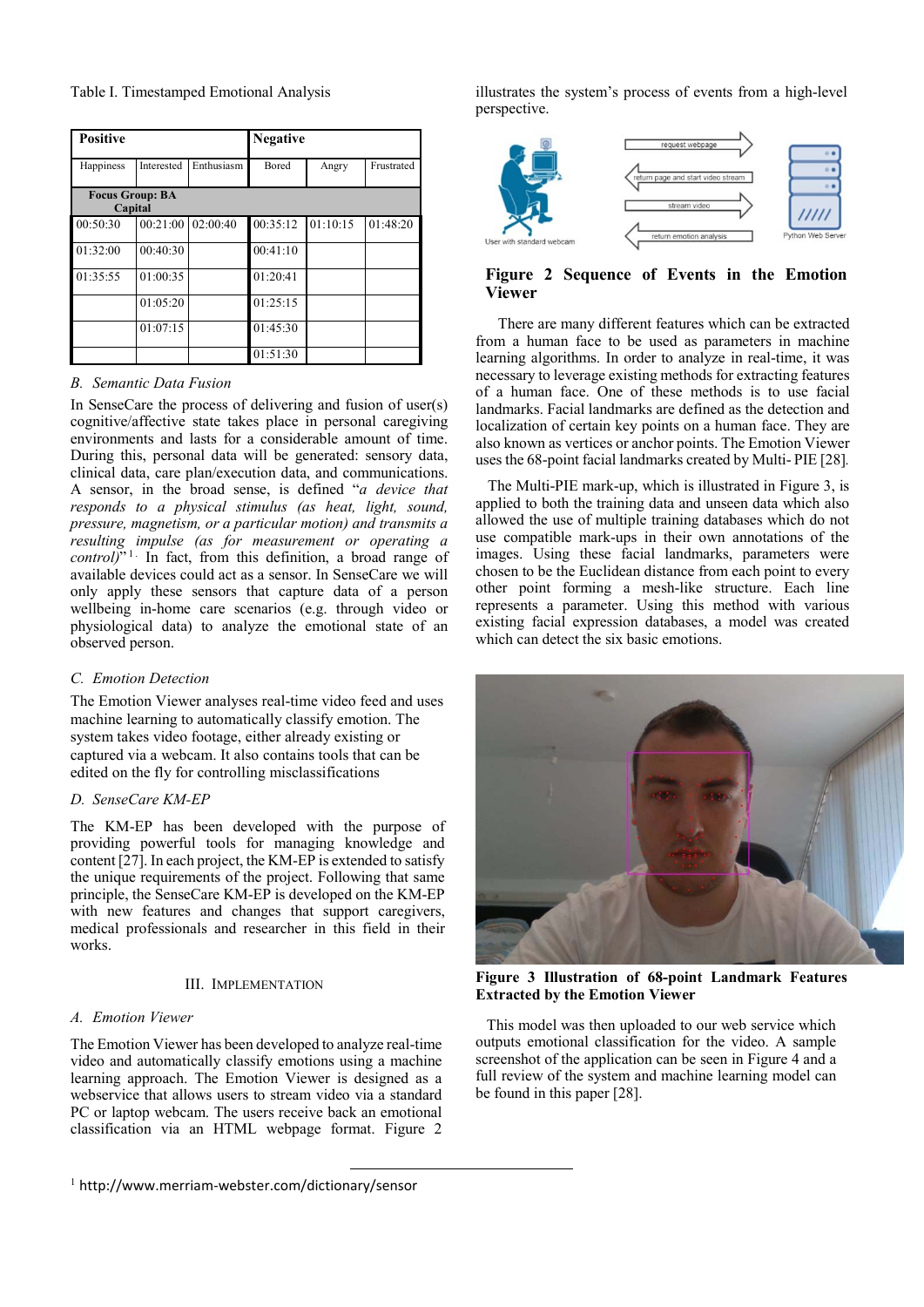Table I. Timestamped Emotional Analysis

| Positive | | | Negative | | |
|---|---|---|---|---|---|
| Happiness | Interested | Enthusiasm | Bored | Angry | Frustrated |
| Focus Group: BA Capital | | | | | |
| 00:50:30 | 00:21:00 | 02:00:40 | 00:35:12 | 01:10:15 | 01:48:20 |
| 01:32:00 | 00:40:30 | | 00:41:10 | | |
| 01:35:55 | 01:00:35 | | 01:20:41 | | |
| | 01:05:20 | | 01:25:15 | | |
| | 01:07:15 | | 01:45:30 | | |
| | | | 01:51:30 | | |

### B. *Semantic Data Fusion*

In SenseCare the process of delivering and fusion of user(s) cognitive/affective state takes place in personal caregiving environments and lasts for a considerable amount of time. During this, personal data will be generated: sensory data, clinical data, care plan/execution data, and communications. A sensor, in the broad sense, is defined "*a device that responds to a physical stimulus (as heat, light, sound, pressure, magnetism, or a particular motion) and transmits a resulting impulse (as for measurement or operating a control)*"[1]. In fact, from this definition, a broad range of available devices could act as a sensor. In SenseCare we will only apply these sensors that capture data of a person wellbeing in-home care scenarios (e.g. through video or physiological data) to analyze the emotional state of an observed person.

### C. *Emotion Detection*

The Emotion Viewer analyses real-time video feed and uses machine learning to automatically classify emotion. The system takes video footage, either already existing or captured via a webcam. It also contains tools that can be edited on the fly for controlling misclassifications

### D. *SenseCare KM-EP*

The KM-EP has been developed with the purpose of providing powerful tools for managing knowledge and content [27]. In each project, the KM-EP is extended to satisfy the unique requirements of the project. Following that same principle, the SenseCare KM-EP is developed on the KM-EP with new features and changes that support caregivers, medical professionals and researcher in this field in their works.

## III. Implementation

### A. *Emotion Viewer*

The Emotion Viewer has been developed to analyze real-time video and automatically classify emotions using a machine learning approach. The Emotion Viewer is designed as a webservice that allows users to stream video via a standard PC or laptop webcam. The users receive back an emotional classification via an HTML webpage format. Figure 2 illustrates the system's process of events from a high-level perspective.

**Figure 2 Sequence of Events in the Emotion Viewer**

There are many different features which can be extracted from a human face to be used as parameters in machine learning algorithms. In order to analyze in real-time, it was necessary to leverage existing methods for extracting features of a human face. One of these methods is to use facial landmarks. Facial landmarks are defined as the detection and localization of certain key points on a human face. They are also known as vertices or anchor points. The Emotion Viewer uses the 68-point facial landmarks created by Multi- PIE [28].

The Multi-PIE mark-up, which is illustrated in Figure 3, is applied to both the training data and unseen data which also allowed the use of multiple training databases which do not use compatible mark-ups in their own annotations of the images. Using these facial landmarks, parameters were chosen to be the Euclidean distance from each point to every other point forming a mesh-like structure. Each line represents a parameter. Using this method with various existing facial expression databases, a model was created which can detect the six basic emotions.

**Figure 3 Illustration of 68-point Landmark Features Extracted by the Emotion Viewer**

This model was then uploaded to our web service which outputs emotional classification for the video. A sample screenshot of the application can be seen in Figure 4 and a full review of the system and machine learning model can be found in this paper [28].

[1] http://www.merriam-webster.com/dictionary/sensor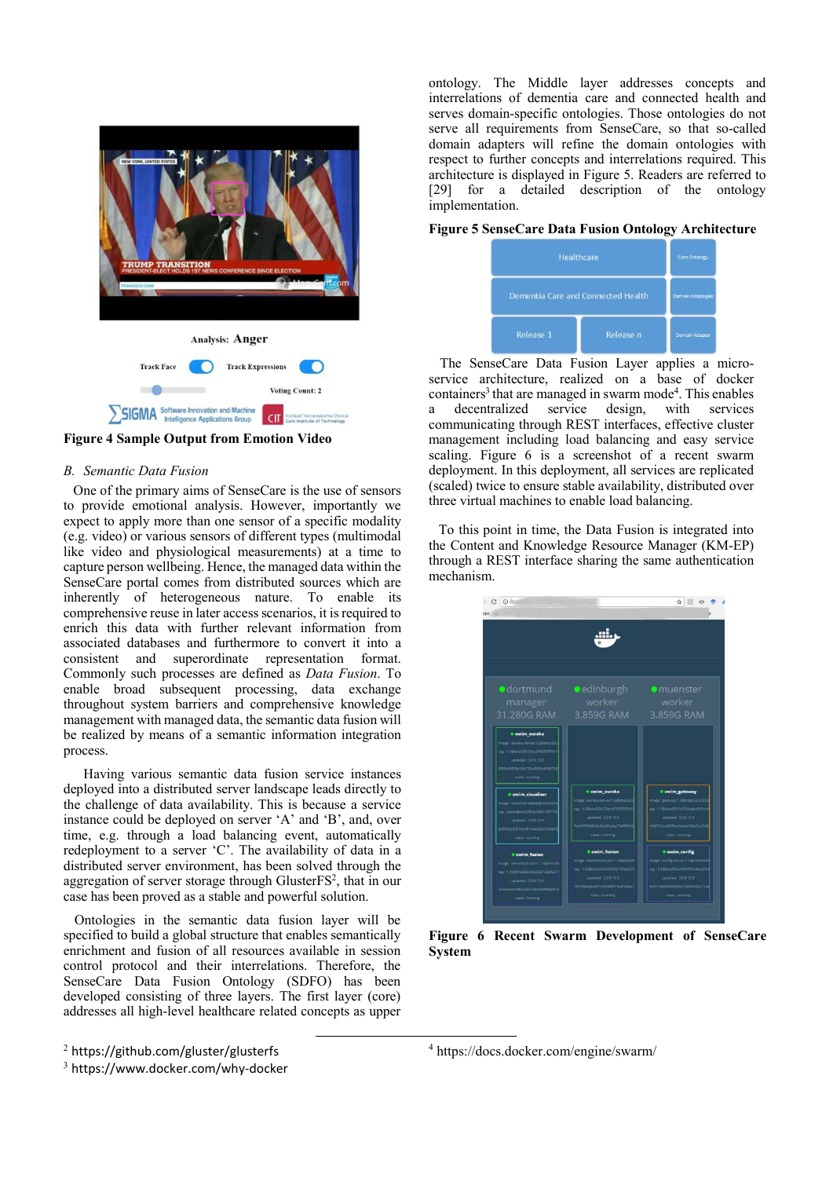Figure 4 Sample Output from Emotion Video

### B. Semantic Data Fusion

One of the primary aims of SenseCare is the use of sensors to provide emotional analysis. However, importantly we expect to apply more than one sensor of a specific modality (e.g. video) or various sensors of different types (multimodal like video and physiological measurements) at a time to capture person wellbeing. Hence, the managed data within the SenseCare portal comes from distributed sources which are inherently of heterogeneous nature. To enable its comprehensive reuse in later access scenarios, it is required to enrich this data with further relevant information from associated databases and furthermore to convert it into a consistent and superordinate representation format. Commonly such processes are defined as *Data Fusion*. To enable broad subsequent processing, data exchange throughout system barriers and comprehensive knowledge management with managed data, the semantic data fusion will be realized by means of a semantic information integration process.

Having various semantic data fusion service instances deployed into a distributed server landscape leads directly to the challenge of data availability. This is because a service instance could be deployed on server 'A' and 'B', and, over time, e.g. through a load balancing event, automatically redeployment to a server 'C'. The availability of data in a distributed server environment, has been solved through the aggregation of server storage through GlusterFS[2], that in our case has been proved as a stable and powerful solution.

Ontologies in the semantic data fusion layer will be specified to build a global structure that enables semantically enrichment and fusion of all resources available in session control protocol and their interrelations. Therefore, the SenseCare Data Fusion Ontology (SDFO) has been developed consisting of three layers. The first layer (core) addresses all high-level healthcare related concepts as upper ontology. The Middle layer addresses concepts and interrelations of dementia care and connected health and serves domain-specific ontologies. Those ontologies do not serve all requirements from SenseCare, so that so-called domain adapters will refine the domain ontologies with respect to further concepts and interrelations required. This architecture is displayed in Figure 5. Readers are referred to [29] for a detailed description of the ontology implementation.

**Figure 5 SenseCare Data Fusion Ontology Architecture**

The SenseCare Data Fusion Layer applies a micro-service architecture, realized on a base of docker containers[3] that are managed in swarm mode[4]. This enables a decentralized service design, with services communicating through REST interfaces, effective cluster management including load balancing and easy service scaling. Figure 6 is a screenshot of a recent swarm deployment. In this deployment, all services are replicated (scaled) twice to ensure stable availability, distributed over three virtual machines to enable load balancing.

To this point in time, the Data Fusion is integrated into the Content and Knowledge Resource Manager (KM-EP) through a REST interface sharing the same authentication mechanism.

**Figure 6 Recent Swarm Development of SenseCare System**

[2] https://github.com/gluster/glusterfs
[3] https://www.docker.com/why-docker
[4] https://docs.docker.com/engine/swarm/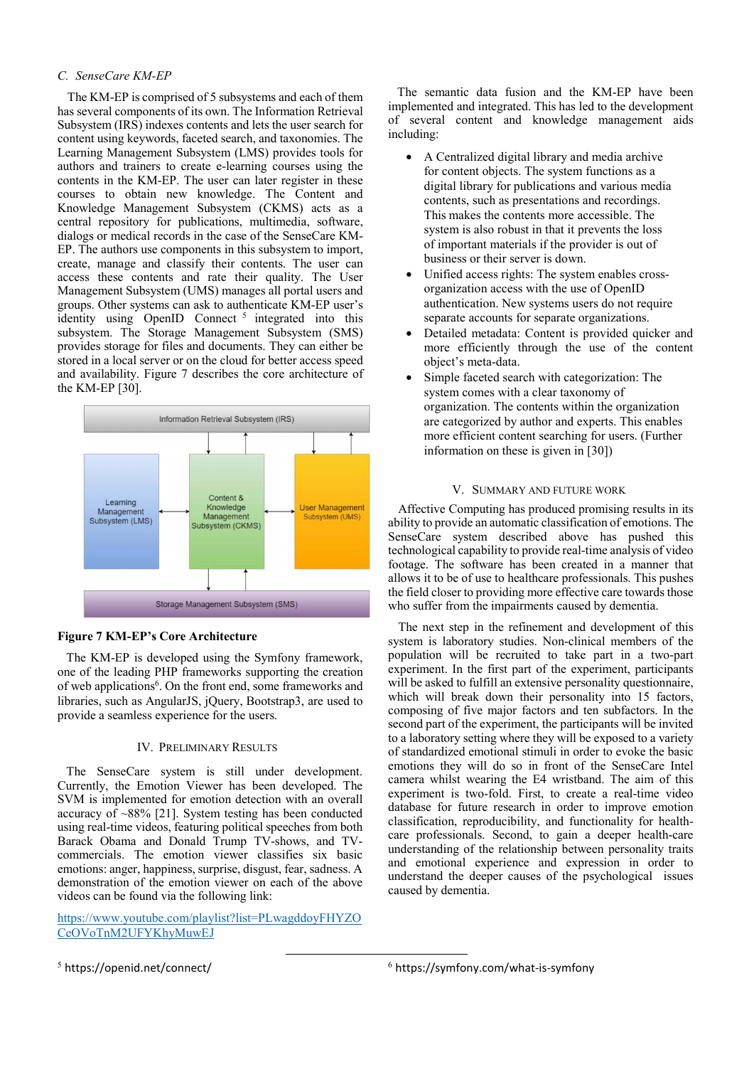### C. SenseCare KM-EP

The KM-EP is comprised of 5 subsystems and each of them has several components of its own. The Information Retrieval Subsystem (IRS) indexes contents and lets the user search for content using keywords, faceted search, and taxonomies. The Learning Management Subsystem (LMS) provides tools for authors and trainers to create e-learning courses using the contents in the KM-EP. The user can later register in these courses to obtain new knowledge. The Content and Knowledge Management Subsystem (CKMS) acts as a central repository for publications, multimedia, software, dialogs or medical records in the case of the SenseCare KM-EP. The authors use components in this subsystem to import, create, manage and classify their contents. The user can access these contents and rate their quality. The User Management Subsystem (UMS) manages all portal users and groups. Other systems can ask to authenticate KM-EP user's identity using OpenID Connect [5] integrated into this subsystem. The Storage Management Subsystem (SMS) provides storage for files and documents. They can either be stored in a local server or on the cloud for better access speed and availability. Figure 7 describes the core architecture of the KM-EP [30].

Information Retrieval Subsystem (IRS)

Learning Management Subsystem (LMS)

Content & Knowledge Management Subsystem (CKMS)

User Management Subsystem (UMS)

Storage Management Subsystem (SMS)

**Figure 7 KM-EP's Core Architecture**

The KM-EP is developed using the Symfony framework, one of the leading PHP frameworks supporting the creation of web applications[6]. On the front end, some frameworks and libraries, such as AngularJS, jQuery, Bootstrap3, are used to provide a seamless experience for the users.

## IV. Preliminary Results

The SenseCare system is still under development. Currently, the Emotion Viewer has been developed. The SVM is implemented for emotion detection with an overall accuracy of ~88% [21]. System testing has been conducted using real-time videos, featuring political speeches from both Barack Obama and Donald Trump TV-shows, and TV-commercials. The emotion viewer classifies six basic emotions: anger, happiness, surprise, disgust, fear, sadness. A demonstration of the emotion viewer on each of the above videos can be found via the following link:

https://www.youtube.com/playlist?list=PLwagddoyFHYZOCeOVoTnM2UFYKhyMuwEJ

The semantic data fusion and the KM-EP have been implemented and integrated. This has led to the development of several content and knowledge management aids including:

- A Centralized digital library and media archive for content objects. The system functions as a digital library for publications and various media contents, such as presentations and recordings. This makes the contents more accessible. The system is also robust in that it prevents the loss of important materials if the provider is out of business or their server is down.
- Unified access rights: The system enables cross-organization access with the use of OpenID authentication. New systems users do not require separate accounts for separate organizations.
- Detailed metadata: Content is provided quicker and more efficiently through the use of the content object's meta-data.
- Simple faceted search with categorization: The system comes with a clear taxonomy of organization. The contents within the organization are categorized by author and experts. This enables more efficient content searching for users. (Further information on these is given in [30])

## V. Summary and Future Work

Affective Computing has produced promising results in its ability to provide an automatic classification of emotions. The SenseCare system described above has pushed this technological capability to provide real-time analysis of video footage. The software has been created in a manner that allows it to be of use to healthcare professionals. This pushes the field closer to providing more effective care towards those who suffer from the impairments caused by dementia.

The next step in the refinement and development of this system is laboratory studies. Non-clinical members of the population will be recruited to take part in a two-part experiment. In the first part of the experiment, participants will be asked to fulfill an extensive personality questionnaire, which will break down their personality into 15 factors, composing of five major factors and ten subfactors. In the second part of the experiment, the participants will be invited to a laboratory setting where they will be exposed to a variety of standardized emotional stimuli in order to evoke the basic emotions they will do so in front of the SenseCare Intel camera whilst wearing the E4 wristband. The aim of this experiment is two-fold. First, to create a real-time video database for future research in order to improve emotion classification, reproducibility, and functionality for health-care professionals. Second, to gain a deeper health-care understanding of the relationship between personality traits and emotional experience and expression in order to understand the deeper causes of the psychological issues caused by dementia.

[5] https://openid.net/connect/

[6] https://symfony.com/what-is-symfony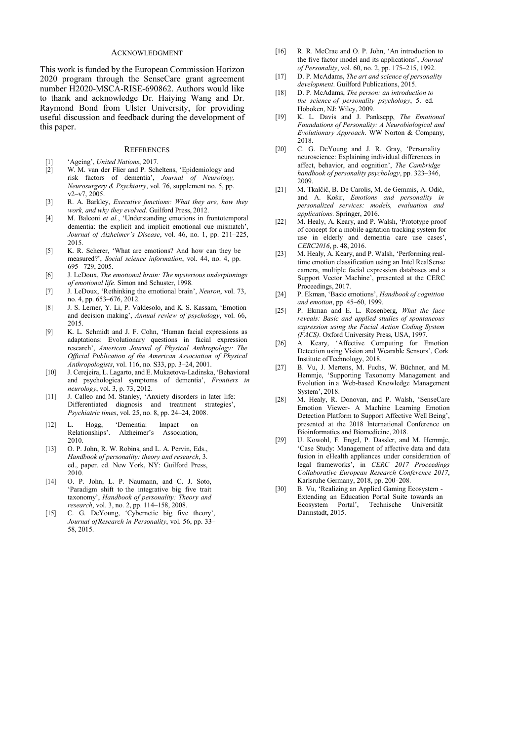## ACKNOWLEDGMENT

This work is funded by the European Commission Horizon 2020 program through the SenseCare grant agreement number H2020-MSCA-RISE-690862. Authors would like to thank and acknowledge Dr. Haiying Wang and Dr. Raymond Bond from Ulster University, for providing useful discussion and feedback during the development of this paper.

## REFERENCES

[1] 'Ageing', *United Nations*, 2017.

[2] W. M. van der Flier and P. Scheltens, 'Epidemiology and risk factors of dementia', *Journal of Neurology, Neurosurgery & Psychiatry*, vol. 76, supplement no. 5, pp. v2–v7, 2005.

[3] R. A. Barkley, *Executive functions: What they are, how they work, and why they evolved*. Guilford Press, 2012.

[4] M. Balconi *et al.*, 'Understanding emotions in frontotemporal dementia: the explicit and implicit emotional cue mismatch', *Journal of Alzheimer's Disease*, vol. 46, no. 1, pp. 211–225, 2015.

[5] K. R. Scherer, 'What are emotions? And how can they be measured?', *Social science information*, vol. 44, no. 4, pp. 695– 729, 2005.

[6] J. LeDoux, *The emotional brain: The mysterious underpinnings of emotional life*. Simon and Schuster, 1998.

[7] J. LeDoux, 'Rethinking the emotional brain', *Neuron*, vol. 73, no. 4, pp. 653–676, 2012.

[8] J. S. Lerner, Y. Li, P. Valdesolo, and K. S. Kassam, 'Emotion and decision making', *Annual review of psychology*, vol. 66, 2015.

[9] K. L. Schmidt and J. F. Cohn, 'Human facial expressions as adaptations: Evolutionary questions in facial expression research', *American Journal of Physical Anthropology: The Official Publication of the American Association of Physical Anthropologists*, vol. 116, no. S33, pp. 3–24, 2001.

[10] J. Cerejeira, L. Lagarto, and E. Mukaetova-Ladinska, 'Behavioral and psychological symptoms of dementia', *Frontiers in neurology*, vol. 3, p. 73, 2012.

[11] J. Calleo and M. Stanley, 'Anxiety disorders in later life: Differentiated diagnosis and treatment strategies', *Psychiatric times*, vol. 25, no. 8, pp. 24–24, 2008.

[12] L. Hogg, 'Dementia: Impact on Relationships'. Alzheimer's Association, 2010.

[13] O. P. John, R. W. Robins, and L. A. Pervin, Eds., *Handbook of personality: theory and research*, 3. ed., paper. ed. New York, NY: Guilford Press, 2010.

[14] O. P. John, L. P. Naumann, and C. J. Soto, 'Paradigm shift to the integrative big five trait taxonomy', *Handbook of personality: Theory and research*, vol. 3, no. 2, pp. 114–158, 2008.

[15] C. G. DeYoung, 'Cybernetic big five theory', *Journal ofResearch in Personality*, vol. 56, pp. 33–58, 2015.

[16] R. R. McCrae and O. P. John, 'An introduction to the five-factor model and its applications', *Journal of Personality*, vol. 60, no. 2, pp. 175–215, 1992.

[17] D. P. McAdams, *The art and science of personality development*. Guilford Publications, 2015.

[18] D. P. McAdams, *The person: an introduction to the science of personality psychology*, 5. ed. Hoboken, NJ: Wiley, 2009.

[19] K. L. Davis and J. Panksepp, *The Emotional Foundations of Personality: A Neurobiological and Evolutionary Approach*. WW Norton & Company, 2018.

[20] C. G. DeYoung and J. R. Gray, 'Personality neuroscience: Explaining individual differences in affect, behavior, and cognition', *The Cambridge handbook of personality psychology*, pp. 323–346, 2009.

[21] M. Tkalčič, B. De Carolis, M. de Gemmis, A. Odić, and A. Košir, *Emotions and personality in personalized services: models, evaluation and applications*. Springer, 2016.

[22] M. Healy, A. Keary, and P. Walsh, 'Prototype proof of concept for a mobile agitation tracking system for use in elderly and dementia care use cases', *CERC2016*, p. 48, 2016.

[23] M. Healy, A. Keary, and P. Walsh, 'Performing real-time emotion classification using an Intel RealSense camera, multiple facial expression databases and a Support Vector Machine', presented at the CERC Proceedings, 2017.

[24] P. Ekman, 'Basic emotions', *Handbook of cognition and emotion*, pp. 45–60, 1999.

[25] P. Ekman and E. L. Rosenberg, *What the face reveals: Basic and applied studies of spontaneous expression using the Facial Action Coding System (FACS)*. Oxford University Press, USA, 1997.

[26] A. Keary, 'Affective Computing for Emotion Detection using Vision and Wearable Sensors', Cork Institute ofTechnology, 2018.

[27] B. Vu, J. Mertens, M. Fuchs, W. Büchner, and M. Hemmje, 'Supporting Taxonomy Management and Evolution in a Web-based Knowledge Management System', 2018.

[28] M. Healy, R. Donovan, and P. Walsh, 'SenseCare Emotion Viewer- A Machine Learning Emotion Detection Platform to Support Affective Well Being', presented at the 2018 International Conference on Bioinformatics and Biomedicine, 2018.

[29] U. Kowohl, F. Engel, P. Dassler, and M. Hemmje, 'Case Study: Management of affective data and data fusion in eHealth appliances under consideration of legal frameworks', in *CERC 2017 Proceedings Collaborative European Research Conference 2017*, Karlsruhe Germany, 2018, pp. 200–208.

[30] B. Vu, 'Realizing an Applied Gaming Ecosystem - Extending an Education Portal Suite towards an Ecosystem Portal', Technische Universität Darmstadt, 2015.